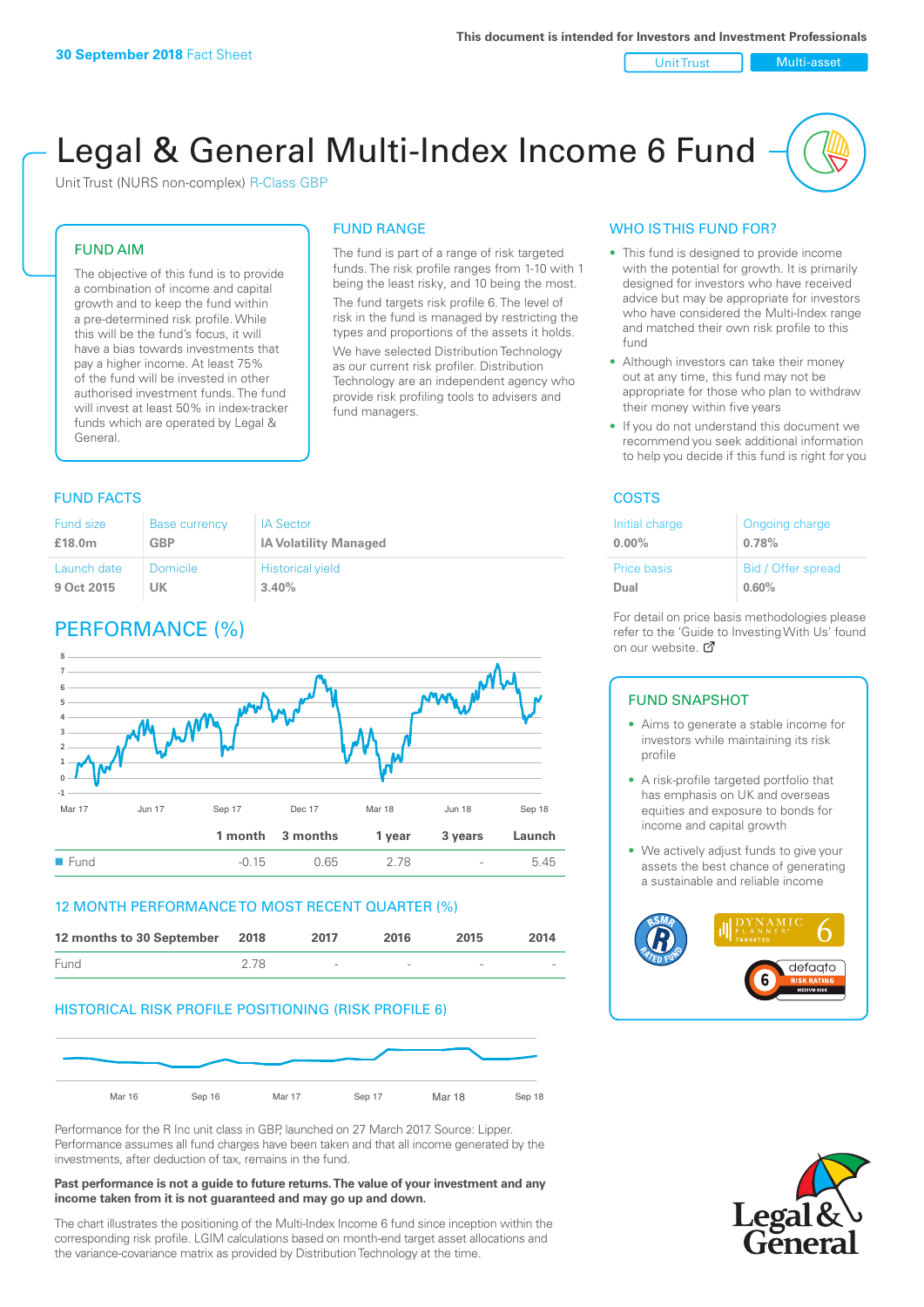**30 September 2018** Fact Sheet

This document is intended for Investors and Investment Professionals

Unit Trust | Multi-asset

# Legal & General Multi-Index Income 6 Fund

Unit Trust (NURS non-complex) R-Class GBP

## FUND AIM

The objective of this fund is to provide a combination of income and capital growth and to keep the fund within a pre-determined risk profile. While this will be the fund's focus, it will have a bias towards investments that pay a higher income. At least 75% of the fund will be invested in other authorised investment funds. The fund will invest at least 50% in index-tracker funds which are operated by Legal & General.

## FUND RANGE

The fund is part of a range of risk targeted funds. The risk profile ranges from 1-10 with 1 being the least risky, and 10 being the most.

The fund targets risk profile 6. The level of risk in the fund is managed by restricting the types and proportions of the assets it holds.

We have selected Distribution Technology as our current risk profiler. Distribution Technology are an independent agency who provide risk profiling tools to advisers and fund managers.

## WHO IS THIS FUND FOR?

- This fund is designed to provide income with the potential for growth. It is primarily designed for investors who have received advice but may be appropriate for investors who have considered the Multi-Index range and matched their own risk profile to this fund
- Although investors can take their money out at any time, this fund may not be appropriate for those who plan to withdraw their money within five years
- If you do not understand this document we recommend you seek additional information to help you decide if this fund is right for you

## FUND FACTS

| Fund size | Base currency | IA Sector |
|---|---|---|
| **£18.0m** | **GBP** | **IA Volatility Managed** |
| **Launch date** | **Domicile** | **Historical yield** |
| **9 Oct 2015** | **UK** | **3.40%** |

## COSTS

| Initial charge | Ongoing charge |
|---|---|
| **0.00%** | **0.78%** |
| **Price basis** | **Bid / Offer spread** |
| **Dual** | **0.60%** |

For detail on price basis methodologies please refer to the 'Guide to Investing With Us' found on our website.

## PERFORMANCE (%)

| | 1 month | 3 months | 1 year | 3 years | Launch |
|---|---|---|---|---|---|
| Fund | -0.15 | 0.65 | 2.78 | - | 5.45 |

## 12 MONTH PERFORMANCE TO MOST RECENT QUARTER (%)

| 12 months to 30 September | 2018 | 2017 | 2016 | 2015 | 2014 |
|---|---|---|---|---|---|
| Fund | 2.78 | - | - | - | - |

## HISTORICAL RISK PROFILE POSITIONING (RISK PROFILE 6)

## FUND SNAPSHOT

- Aims to generate a stable income for investors while maintaining its risk profile
- A risk-profile targeted portfolio that has emphasis on UK and overseas equities and exposure to bonds for income and capital growth
- We actively adjust funds to give your assets the best chance of generating a sustainable and reliable income

Performance for the R Inc unit class in GBP, launched on 27 March 2017. Source: Lipper. Performance assumes all fund charges have been taken and that all income generated by the investments, after deduction of tax, remains in the fund.

**Past performance is not a guide to future returns. The value of your investment and any income taken from it is not guaranteed and may go up and down.**

The chart illustrates the positioning of the Multi-Index Income 6 fund since inception within the corresponding risk profile. LGIM calculations based on month-end target asset allocations and the variance-covariance matrix as provided by Distribution Technology at the time.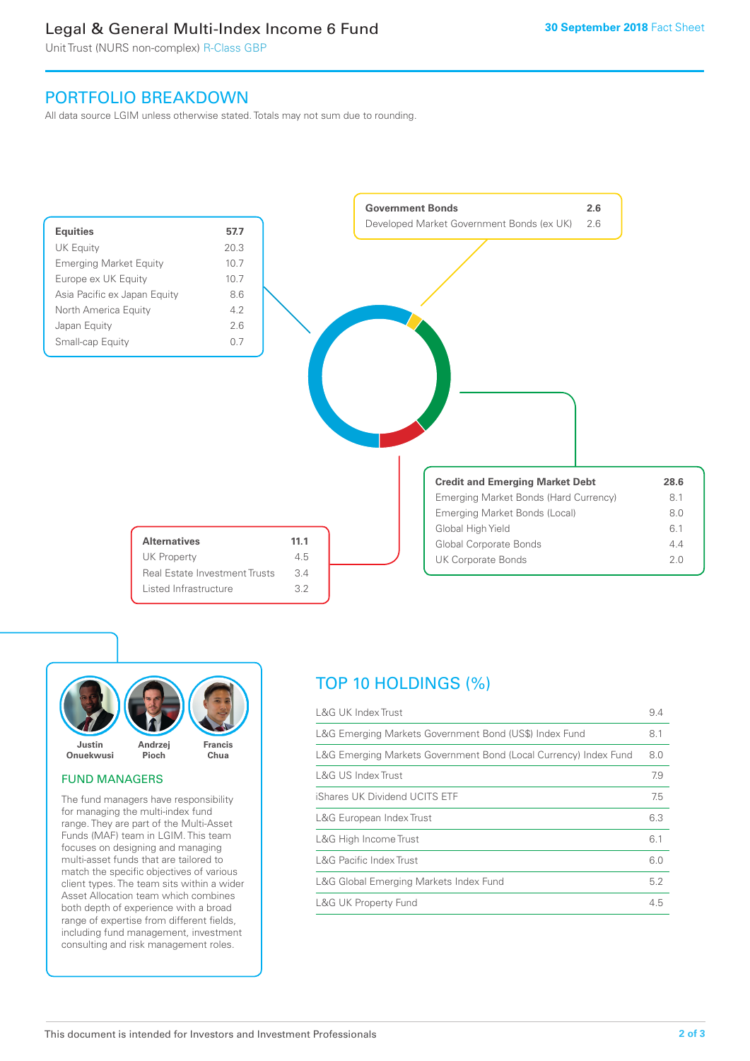# Legal & General Multi-Index Income 6 Fund

Unit Trust (NURS non-complex) R-Class GBP

30 September 2018 Fact Sheet

## PORTFOLIO BREAKDOWN

All data source LGIM unless otherwise stated. Totals may not sum due to rounding.

| **Equities** | **57.7** |
|---|---|
| UK Equity | 20.3 |
| Emerging Market Equity | 10.7 |
| Europe ex UK Equity | 10.7 |
| Asia Pacific ex Japan Equity | 8.6 |
| North America Equity | 4.2 |
| Japan Equity | 2.6 |
| Small-cap Equity | 0.7 |

| **Government Bonds** | **2.6** |
|---|---|
| Developed Market Government Bonds (ex UK) | 2.6 |

| **Credit and Emerging Market Debt** | **28.6** |
|---|---|
| Emerging Market Bonds (Hard Currency) | 8.1 |
| Emerging Market Bonds (Local) | 8.0 |
| Global High Yield | 6.1 |
| Global Corporate Bonds | 4.4 |
| UK Corporate Bonds | 2.0 |

| **Alternatives** | **11.1** |
|---|---|
| UK Property | 4.5 |
| Real Estate Investment Trusts | 3.4 |
| Listed Infrastructure | 3.2 |

Justin Onuekwusi, Andrzej Pioch, Francis Chua

### FUND MANAGERS

The fund managers have responsibility for managing the multi-index fund range. They are part of the Multi-Asset Funds (MAF) team in LGIM. This team focuses on designing and managing multi-asset funds that are tailored to match the specific objectives of various client types. The team sits within a wider Asset Allocation team which combines both depth of experience with a broad range of expertise from different fields, including fund management, investment consulting and risk management roles.

## TOP 10 HOLDINGS (%)

| Holding | % |
|---|---|
| L&G UK Index Trust | 9.4 |
| L&G Emerging Markets Government Bond (US$) Index Fund | 8.1 |
| L&G Emerging Markets Government Bond (Local Currency) Index Fund | 8.0 |
| L&G US Index Trust | 7.9 |
| iShares UK Dividend UCITS ETF | 7.5 |
| L&G European Index Trust | 6.3 |
| L&G High Income Trust | 6.1 |
| L&G Pacific Index Trust | 6.0 |
| L&G Global Emerging Markets Index Fund | 5.2 |
| L&G UK Property Fund | 4.5 |

This document is intended for Investors and Investment Professionals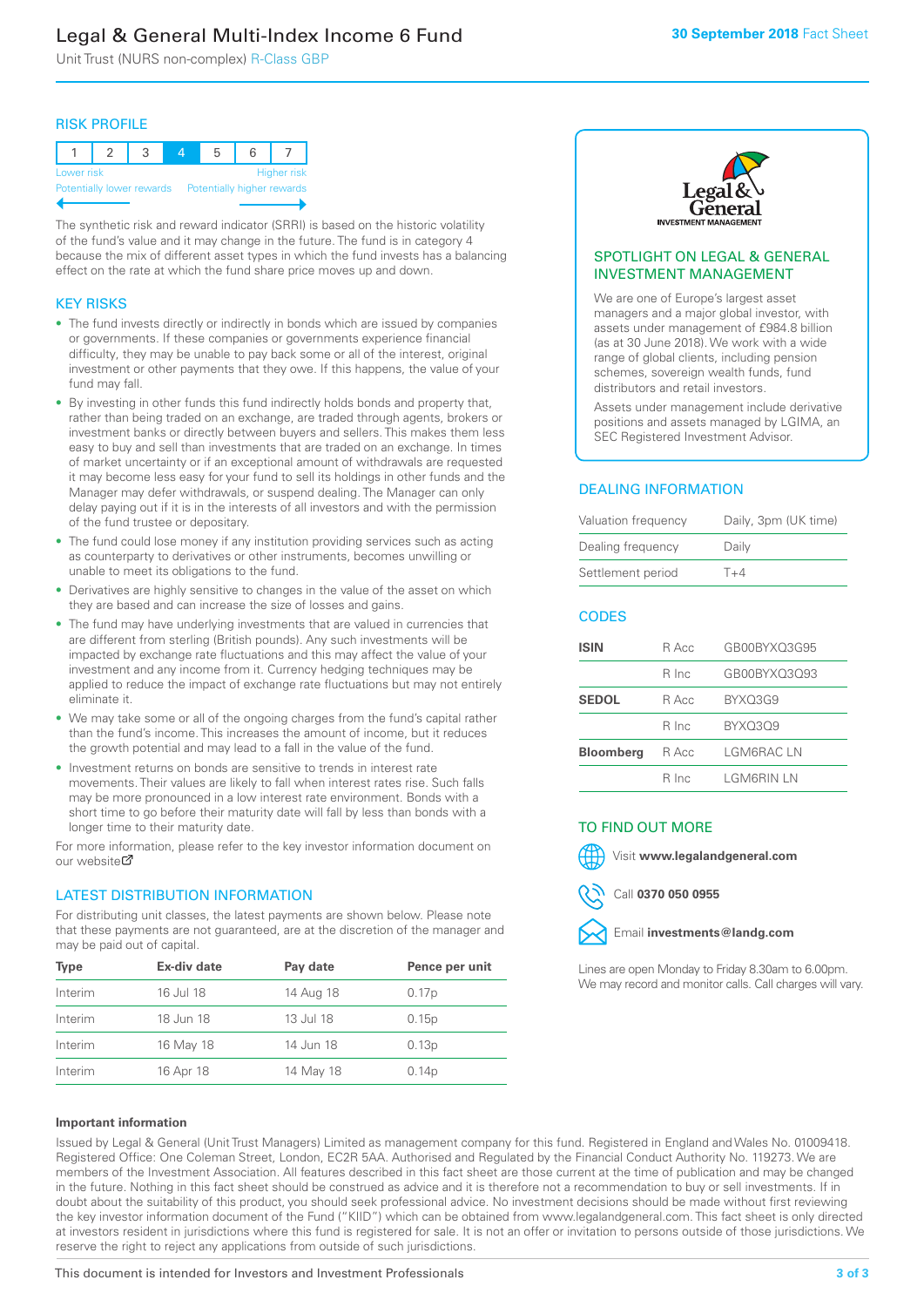# Legal & General Multi-Index Income 6 Fund

Unit Trust (NURS non-complex) R-Class GBP

30 September 2018 Fact Sheet

## RISK PROFILE

| 1 | 2 | 3 | 4 | 5 | 6 | 7 |
|---|---|---|---|---|---|---|

Lower risk — Higher risk

Potentially lower rewards — Potentially higher rewards

The synthetic risk and reward indicator (SRRI) is based on the historic volatility of the fund's value and it may change in the future. The fund is in category 4 because the mix of different asset types in which the fund invests has a balancing effect on the rate at which the fund share price moves up and down.

## KEY RISKS

- The fund invests directly or indirectly in bonds which are issued by companies or governments. If these companies or governments experience financial difficulty, they may be unable to pay back some or all of the interest, original investment or other payments that they owe. If this happens, the value of your fund may fall.
- By investing in other funds this fund indirectly holds bonds and property that, rather than being traded on an exchange, are traded through agents, brokers or investment banks or directly between buyers and sellers. This makes them less easy to buy and sell than investments that are traded on an exchange. In times of market uncertainty or if an exceptional amount of withdrawals are requested it may become less easy for your fund to sell its holdings in other funds and the Manager may defer withdrawals, or suspend dealing. The Manager can only delay paying out if it is in the interests of all investors and with the permission of the fund trustee or depositary.
- The fund could lose money if any institution providing services such as acting as counterparty to derivatives or other instruments, becomes unwilling or unable to meet its obligations to the fund.
- Derivatives are highly sensitive to changes in the value of the asset on which they are based and can increase the size of losses and gains.
- The fund may have underlying investments that are valued in currencies that are different from sterling (British pounds). Any such investments will be impacted by exchange rate fluctuations and this may affect the value of your investment and any income from it. Currency hedging techniques may be applied to reduce the impact of exchange rate fluctuations but may not entirely eliminate it.
- We may take some or all of the ongoing charges from the fund's capital rather than the fund's income. This increases the amount of income, but it reduces the growth potential and may lead to a fall in the value of the fund.
- Investment returns on bonds are sensitive to trends in interest rate movements. Their values are likely to fall when interest rates rise. Such falls may be more pronounced in a low interest rate environment. Bonds with a short time to go before their maturity date will fall by less than bonds with a longer time to their maturity date.

For more information, please refer to the key investor information document on our website

## LATEST DISTRIBUTION INFORMATION

For distributing unit classes, the latest payments are shown below. Please note that these payments are not guaranteed, are at the discretion of the manager and may be paid out of capital.

| Type | Ex-div date | Pay date | Pence per unit |
|---|---|---|---|
| Interim | 16 Jul 18 | 14 Aug 18 | 0.17p |
| Interim | 18 Jun 18 | 13 Jul 18 | 0.15p |
| Interim | 16 May 18 | 14 Jun 18 | 0.13p |
| Interim | 16 Apr 18 | 14 May 18 | 0.14p |

Legal & General INVESTMENT MANAGEMENT

## SPOTLIGHT ON LEGAL & GENERAL INVESTMENT MANAGEMENT

We are one of Europe's largest asset managers and a major global investor, with assets under management of £984.8 billion (as at 30 June 2018). We work with a wide range of global clients, including pension schemes, sovereign wealth funds, fund distributors and retail investors.

Assets under management include derivative positions and assets managed by LGIMA, an SEC Registered Investment Advisor.

## DEALING INFORMATION

| | |
|---|---|
| Valuation frequency | Daily, 3pm (UK time) |
| Dealing frequency | Daily |
| Settlement period | T+4 |

## CODES

| | | |
|---|---|---|
| **ISIN** | R Acc | GB00BYXQ3G95 |
| | R Inc | GB00BYXQ3Q93 |
| **SEDOL** | R Acc | BYXQ3G9 |
| | R Inc | BYXQ3Q9 |
| **Bloomberg** | R Acc | LGM6RAC LN |
| | R Inc | LGM6RIN LN |

## TO FIND OUT MORE

Visit **www.legalandgeneral.com**

Call **0370 050 0955**

Email **investments@landg.com**

Lines are open Monday to Friday 8.30am to 6.00pm. We may record and monitor calls. Call charges will vary.

### Important information

Issued by Legal & General (Unit Trust Managers) Limited as management company for this fund. Registered in England and Wales No. 01009418. Registered Office: One Coleman Street, London, EC2R 5AA. Authorised and Regulated by the Financial Conduct Authority No. 119273. We are members of the Investment Association. All features described in this fact sheet are those current at the time of publication and may be changed in the future. Nothing in this fact sheet should be construed as advice and it is therefore not a recommendation to buy or sell investments. If in doubt about the suitability of this product, you should seek professional advice. No investment decisions should be made without first reviewing the key investor information document of the Fund ("KIID") which can be obtained from www.legalandgeneral.com. This fact sheet is only directed at investors resident in jurisdictions where this fund is registered for sale. It is not an offer or invitation to persons outside of those jurisdictions. We reserve the right to reject any applications from outside of such jurisdictions.

This document is intended for Investors and Investment Professionals